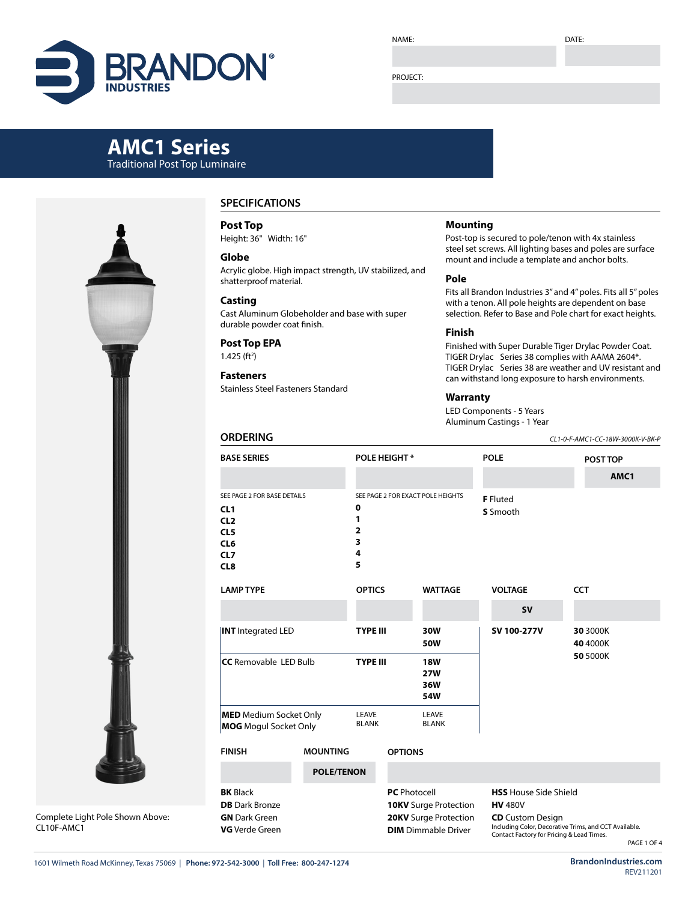NAME: DATE:

PROJECT:

# AMC1 Series

Traditional Post Top Luminaire

Complete Light Pole Shown Above: CL10F-AMC1

## SPECIFICATIONS

### Post Top
Height: 36" Width: 16"

### Globe
Acrylic globe. High impact strength, UV stabilized, and shatterproof material.

### Casting
Cast Aluminum Globeholder and base with super durable powder coat finish.

### Post Top EPA
1.425 (ft²)

### Fasteners
Stainless Steel Fasteners Standard

### Mounting
Post-top is secured to pole/tenon with 4x stainless steel set screws. All lighting bases and poles are surface mount and include a template and anchor bolts.

### Pole
Fits all Brandon Industries 3" and 4" poles. Fits all 5" poles with a tenon. All pole heights are dependent on base selection. Refer to Base and Pole chart for exact heights.

### Finish
Finished with Super Durable Tiger Drylac Powder Coat. TIGER Drylac Series 38 complies with AAMA 2604*. TIGER Drylac Series 38 are weather and UV resistant and can withstand long exposure to harsh environments.

### Warranty
LED Components - 5 Years
Aluminum Castings - 1 Year

## ORDERING

*CL1-0-F-AMC1-CC-18W-3000K-V-BK-P*

| BASE SERIES | POLE HEIGHT * | POLE | POST TOP |
|---|---|---|---|
| | | | AMC1 |
| SEE PAGE 2 FOR BASE DETAILS | SEE PAGE 2 FOR EXACT POLE HEIGHTS | **F** Fluted | |
| **CL1** | **0** | **S** Smooth | |
| **CL2** | **1** | | |
| **CL5** | **2** | | |
| **CL6** | **3** | | |
| **CL7** | **4** | | |
| **CL8** | **5** | | |

| LAMP TYPE | OPTICS | WATTAGE | VOLTAGE | CCT |
|---|---|---|---|---|
| | | | SV | |
| **INT** Integrated LED | **TYPE III** | **30W**, **50W** | **SV 100-277V** | **30** 3000K, **40** 4000K, **50** 5000K |
| **CC** Removable LED Bulb | **TYPE III** | **18W**, **27W**, **36W**, **54W** | | |
| **MED** Medium Socket Only, **MOG** Mogul Socket Only | LEAVE BLANK | LEAVE BLANK | | |

| FINISH | MOUNTING | OPTIONS | |
|---|---|---|---|
| | POLE/TENON | | |
| **BK** Black | | **PC** Photocell | **HSS** House Side Shield |
| **DB** Dark Bronze | | **10KV** Surge Protection | **HV** 480V |
| **GN** Dark Green | | **20KV** Surge Protection | **CD** Custom Design (Including Color, Decorative Trims, and CCT Available. Contact Factory for Pricing & Lead Times.) |
| **VG** Verde Green | | **DIM** Dimmable Driver | |

1601 Wilmeth Road McKinney, Texas 75069 | **Phone: 972-542-3000** | **Toll Free: 800-247-1274**

**BrandonIndustries.com**
REV211201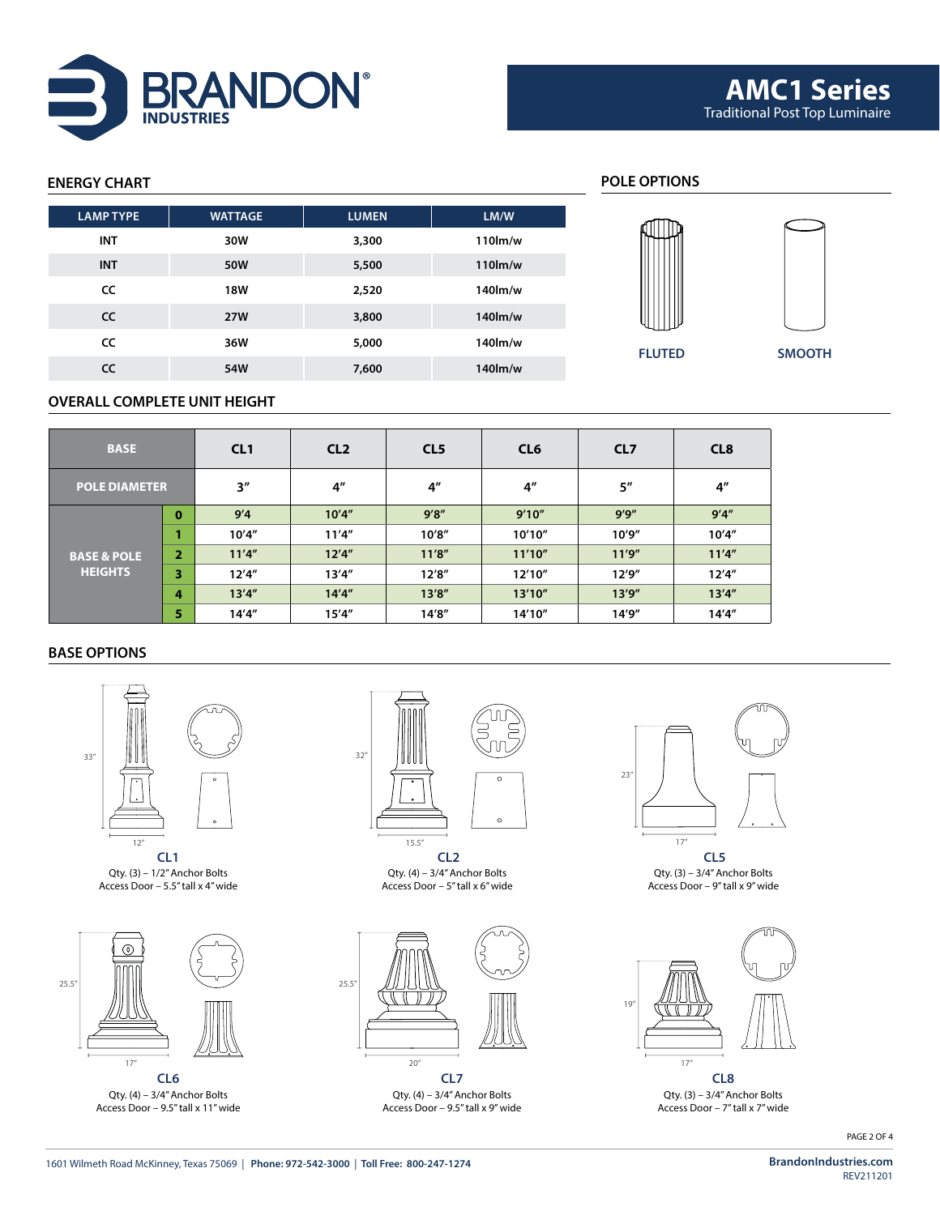# AMC1 Series
Traditional Post Top Luminaire

## ENERGY CHART

| LAMP TYPE | WATTAGE | LUMEN | LM/W |
|---|---|---|---|
| INT | 30W | 3,300 | 110lm/w |
| INT | 50W | 5,500 | 110lm/w |
| CC | 18W | 2,520 | 140lm/w |
| CC | 27W | 3,800 | 140lm/w |
| CC | 36W | 5,000 | 140lm/w |
| CC | 54W | 7,600 | 140lm/w |

## POLE OPTIONS

FLUTED

SMOOTH

## OVERALL COMPLETE UNIT HEIGHT

| BASE | | CL1 | CL2 | CL5 | CL6 | CL7 | CL8 |
|---|---|---|---|---|---|---|---|
| POLE DIAMETER | | 3" | 4" | 4" | 4" | 5" | 4" |
| BASE & POLE HEIGHTS | 0 | 9'4 | 10'4" | 9'8" | 9'10" | 9'9" | 9'4" |
| | 1 | 10'4" | 11'4" | 10'8" | 10'10" | 10'9" | 10'4" |
| | 2 | 11'4" | 12'4" | 11'8" | 11'10" | 11'9" | 11'4" |
| | 3 | 12'4" | 13'4" | 12'8" | 12'10" | 12'9" | 12'4" |
| | 4 | 13'4" | 14'4" | 13'8" | 13'10" | 13'9" | 13'4" |
| | 5 | 14'4" | 15'4" | 14'8" | 14'10" | 14'9" | 14'4" |

## BASE OPTIONS

33"
12"

**CL1**
Qty. (3) – 1/2" Anchor Bolts
Access Door – 5.5" tall x 4" wide

32"
15.5"

**CL2**
Qty. (4) – 3/4" Anchor Bolts
Access Door – 5" tall x 6" wide

23"
17"

**CL5**
Qty. (3) – 3/4" Anchor Bolts
Access Door – 9" tall x 9" wide

25.5"
17"

**CL6**
Qty. (4) – 3/4" Anchor Bolts
Access Door – 9.5" tall x 11" wide

25.5"
20"

**CL7**
Qty. (4) – 3/4" Anchor Bolts
Access Door – 9.5" tall x 9" wide

19"
17"

**CL8**
Qty. (3) – 3/4" Anchor Bolts
Access Door – 7" tall x 7" wide

1601 Wilmeth Road McKinney, Texas 75069 | **Phone: 972-542-3000** | **Toll Free: 800-247-1274**

**BrandonIndustries.com**
REV211201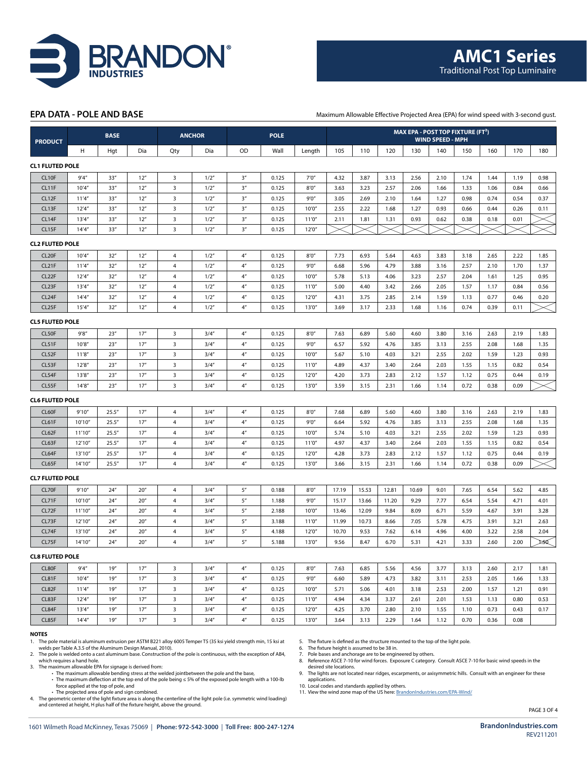# AMC1 Series
Traditional Post Top Luminaire

## EPA DATA - POLE AND BASE

Maximum Allowable Effective Projected Area (EPA) for wind speed with 3-second gust.

| PRODUCT | BASE | | | ANCHOR | | POLE | | | MAX EPA - POST TOP FIXTURE (FT²) WIND SPEED - MPH | | | | | | | | |
|---|---|---|---|---|---|---|---|---|---|---|---|---|---|---|---|---|---|
| | H | Hgt | Dia | Qty | Dia | OD | Wall | Length | 105 | 110 | 120 | 130 | 140 | 150 | 160 | 170 | 180 |
| **CL1 FLUTED POLE** | | | | | | | | | | | | | | | | | |
| CL10F | 9'4" | 33" | 12" | 3 | 1/2" | 3" | 0.125 | 7'0" | 4.32 | 3.87 | 3.13 | 2.56 | 2.10 | 1.74 | 1.44 | 1.19 | 0.98 |
| CL11F | 10'4" | 33" | 12" | 3 | 1/2" | 3" | 0.125 | 8'0" | 3.63 | 3.23 | 2.57 | 2.06 | 1.66 | 1.33 | 1.06 | 0.84 | 0.66 |
| CL12F | 11'4" | 33" | 12" | 3 | 1/2" | 3" | 0.125 | 9'0" | 3.05 | 2.69 | 2.10 | 1.64 | 1.27 | 0.98 | 0.74 | 0.54 | 0.37 |
| CL13F | 12'4" | 33" | 12" | 3 | 1/2" | 3" | 0.125 | 10'0" | 2.55 | 2.22 | 1.68 | 1.27 | 0.93 | 0.66 | 0.44 | 0.26 | 0.11 |
| CL14F | 13'4" | 33" | 12" | 3 | 1/2" | 3" | 0.125 | 11'0" | 2.11 | 1.81 | 1.31 | 0.93 | 0.62 | 0.38 | 0.18 | 0.01 | |
| CL15F | 14'4" | 33" | 12" | 3 | 1/2" | 3" | 0.125 | 12'0" | | | | | | | | | |
| **CL2 FLUTED POLE** | | | | | | | | | | | | | | | | | |
| CL20F | 10'4" | 32" | 12" | 4 | 1/2" | 4" | 0.125 | 8'0" | 7.73 | 6.93 | 5.64 | 4.63 | 3.83 | 3.18 | 2.65 | 2.22 | 1.85 |
| CL21F | 11'4" | 32" | 12" | 4 | 1/2" | 4" | 0.125 | 9'0" | 6.68 | 5.96 | 4.79 | 3.88 | 3.16 | 2.57 | 2.10 | 1.70 | 1.37 |
| CL22F | 12'4" | 32" | 12" | 4 | 1/2" | 4" | 0.125 | 10'0" | 5.78 | 5.13 | 4.06 | 3.23 | 2.57 | 2.04 | 1.61 | 1.25 | 0.95 |
| CL23F | 13'4" | 32" | 12" | 4 | 1/2" | 4" | 0.125 | 11'0" | 5.00 | 4.40 | 3.42 | 2.66 | 2.05 | 1.57 | 1.17 | 0.84 | 0.56 |
| CL24F | 14'4" | 32" | 12" | 4 | 1/2" | 4" | 0.125 | 12'0" | 4.31 | 3.75 | 2.85 | 2.14 | 1.59 | 1.13 | 0.77 | 0.46 | 0.20 |
| CL25F | 15'4" | 32" | 12" | 4 | 1/2" | 4" | 0.125 | 13'0" | 3.69 | 3.17 | 2.33 | 1.68 | 1.16 | 0.74 | 0.39 | 0.11 | |
| **CL5 FLUTED POLE** | | | | | | | | | | | | | | | | | |
| CL50F | 9'8" | 23" | 17" | 3 | 3/4" | 4" | 0.125 | 8'0" | 7.63 | 6.89 | 5.60 | 4.60 | 3.80 | 3.16 | 2.63 | 2.19 | 1.83 |
| CL51F | 10'8" | 23" | 17" | 3 | 3/4" | 4" | 0.125 | 9'0" | 6.57 | 5.92 | 4.76 | 3.85 | 3.13 | 2.55 | 2.08 | 1.68 | 1.35 |
| CL52F | 11'8" | 23" | 17" | 3 | 3/4" | 4" | 0.125 | 10'0" | 5.67 | 5.10 | 4.03 | 3.21 | 2.55 | 2.02 | 1.59 | 1.23 | 0.93 |
| CL53F | 12'8" | 23" | 17" | 3 | 3/4" | 4" | 0.125 | 11'0" | 4.89 | 4.37 | 3.40 | 2.64 | 2.03 | 1.55 | 1.15 | 0.82 | 0.54 |
| CL54F | 13'8" | 23" | 17" | 3 | 3/4" | 4" | 0.125 | 12'0" | 4.20 | 3.73 | 2.83 | 2.12 | 1.57 | 1.12 | 0.75 | 0.44 | 0.19 |
| CL55F | 14'8" | 23" | 17" | 3 | 3/4" | 4" | 0.125 | 13'0" | 3.59 | 3.15 | 2.31 | 1.66 | 1.14 | 0.72 | 0.38 | 0.09 | |
| **CL6 FLUTED POLE** | | | | | | | | | | | | | | | | | |
| CL60F | 9'10" | 25.5" | 17" | 4 | 3/4" | 4" | 0.125 | 8'0" | 7.68 | 6.89 | 5.60 | 4.60 | 3.80 | 3.16 | 2.63 | 2.19 | 1.83 |
| CL61F | 10'10" | 25.5" | 17" | 4 | 3/4" | 4" | 0.125 | 9'0" | 6.64 | 5.92 | 4.76 | 3.85 | 3.13 | 2.55 | 2.08 | 1.68 | 1.35 |
| CL62F | 11'10" | 25.5" | 17" | 4 | 3/4" | 4" | 0.125 | 10'0" | 5.74 | 5.10 | 4.03 | 3.21 | 2.55 | 2.02 | 1.59 | 1.23 | 0.93 |
| CL63F | 12'10" | 25.5" | 17" | 4 | 3/4" | 4" | 0.125 | 11'0" | 4.97 | 4.37 | 3.40 | 2.64 | 2.03 | 1.55 | 1.15 | 0.82 | 0.54 |
| CL64F | 13'10" | 25.5" | 17" | 4 | 3/4" | 4" | 0.125 | 12'0" | 4.28 | 3.73 | 2.83 | 2.12 | 1.57 | 1.12 | 0.75 | 0.44 | 0.19 |
| CL65F | 14'10" | 25.5" | 17" | 4 | 3/4" | 4" | 0.125 | 13'0" | 3.66 | 3.15 | 2.31 | 1.66 | 1.14 | 0.72 | 0.38 | 0.09 | |
| **CL7 FLUTED POLE** | | | | | | | | | | | | | | | | | |
| CL70F | 9'10" | 24" | 20" | 4 | 3/4" | 5" | 0.188 | 8'0" | 17.19 | 15.53 | 12.81 | 10.69 | 9.01 | 7.65 | 6.54 | 5.62 | 4.85 |
| CL71F | 10'10" | 24" | 20" | 4 | 3/4" | 5" | 1.188 | 9'0" | 15.17 | 13.66 | 11.20 | 9.29 | 7.77 | 6.54 | 5.54 | 4.71 | 4.01 |
| CL72F | 11'10" | 24" | 20" | 4 | 3/4" | 5" | 2.188 | 10'0" | 13.46 | 12.09 | 9.84 | 8.09 | 6.71 | 5.59 | 4.67 | 3.91 | 3.28 |
| CL73F | 12'10" | 24" | 20" | 4 | 3/4" | 5" | 3.188 | 11'0" | 11.99 | 10.73 | 8.66 | 7.05 | 5.78 | 4.75 | 3.91 | 3.21 | 2.63 |
| CL74F | 13'10" | 24" | 20" | 4 | 3/4" | 5" | 4.188 | 12'0" | 10.70 | 9.53 | 7.62 | 6.14 | 4.96 | 4.00 | 3.22 | 2.58 | 2.04 |
| CL75F | 14'10" | 24" | 20" | 4 | 3/4" | 5" | 5.188 | 13'0" | 9.56 | 8.47 | 6.70 | 5.31 | 4.21 | 3.33 | 2.60 | 2.00 | 1.50 |
| **CL8 FLUTED POLE** | | | | | | | | | | | | | | | | | |
| CL80F | 9'4" | 19" | 17" | 3 | 3/4" | 4" | 0.125 | 8'0" | 7.63 | 6.85 | 5.56 | 4.56 | 3.77 | 3.13 | 2.60 | 2.17 | 1.81 |
| CL81F | 10'4" | 19" | 17" | 3 | 3/4" | 4" | 0.125 | 9'0" | 6.60 | 5.89 | 4.73 | 3.82 | 3.11 | 2.53 | 2.05 | 1.66 | 1.33 |
| CL82F | 11'4" | 19" | 17" | 3 | 3/4" | 4" | 0.125 | 10'0" | 5.71 | 5.06 | 4.01 | 3.18 | 2.53 | 2.00 | 1.57 | 1.21 | 0.91 |
| CL83F | 12'4" | 19" | 17" | 3 | 3/4" | 4" | 0.125 | 11'0" | 4.94 | 4.34 | 3.37 | 2.61 | 2.01 | 1.53 | 1.13 | 0.80 | 0.53 |
| CL84F | 13'4" | 19" | 17" | 3 | 3/4" | 4" | 0.125 | 12'0" | 4.25 | 3.70 | 2.80 | 2.10 | 1.55 | 1.10 | 0.73 | 0.43 | 0.17 |
| CL85F | 14'4" | 19" | 17" | 3 | 3/4" | 4" | 0.125 | 13'0" | 3.64 | 3.13 | 2.29 | 1.64 | 1.12 | 0.70 | 0.36 | 0.08 | |

### NOTES

1. The pole material is aluminum extrusion per ASTM B221 alloy 6005 Temper T5 (35 ksi yield strength min, 15 ksi at welds per Table A.3.5 of the Aluminum Design Manual, 2010).
2. The pole is welded onto a cast aluminum base. Construction of the pole is continuous, with the exception of AB4, which requires a hand hole.
3. The maximum allowable EPA for signage is derived from:
   - The maximum allowable bending stress at the welded jointbetween the pole and the base,
   - The maximum deflection at the top end of the pole being ≤ 5% of the exposed pole length with a 100-lb force applied at the top of pole, and
   - The projected area of pole and sign combined.
4. The geometric center of the light fixture area is along the centerline of the light pole (i.e. symmetric wind loading) and centered at height, H plus half of the fixture height, above the ground.
5. The fixture is defined as the structure mounted to the top of the light pole.
6. The fixture height is assumed to be 38 in.
7. Pole bases and anchorage are to be engineered by others.
8. Reference ASCE 7-10 for wind forces. Exposure C category. Consult ASCE 7-10 for basic wind speeds in the desired site locations.
9. The lights are not located near ridges, escarpments, or axisymmetric hills. Consult with an engineer for these applications.
10. Local codes and standards applied by others.
11. View the wind zone map of the US here: BrandonIndustries.com/EPA-Wind/

1601 Wilmeth Road McKinney, Texas 75069 | **Phone: 972-542-3000** | **Toll Free: 800-247-1274**

**BrandonIndustries.com**
REV211201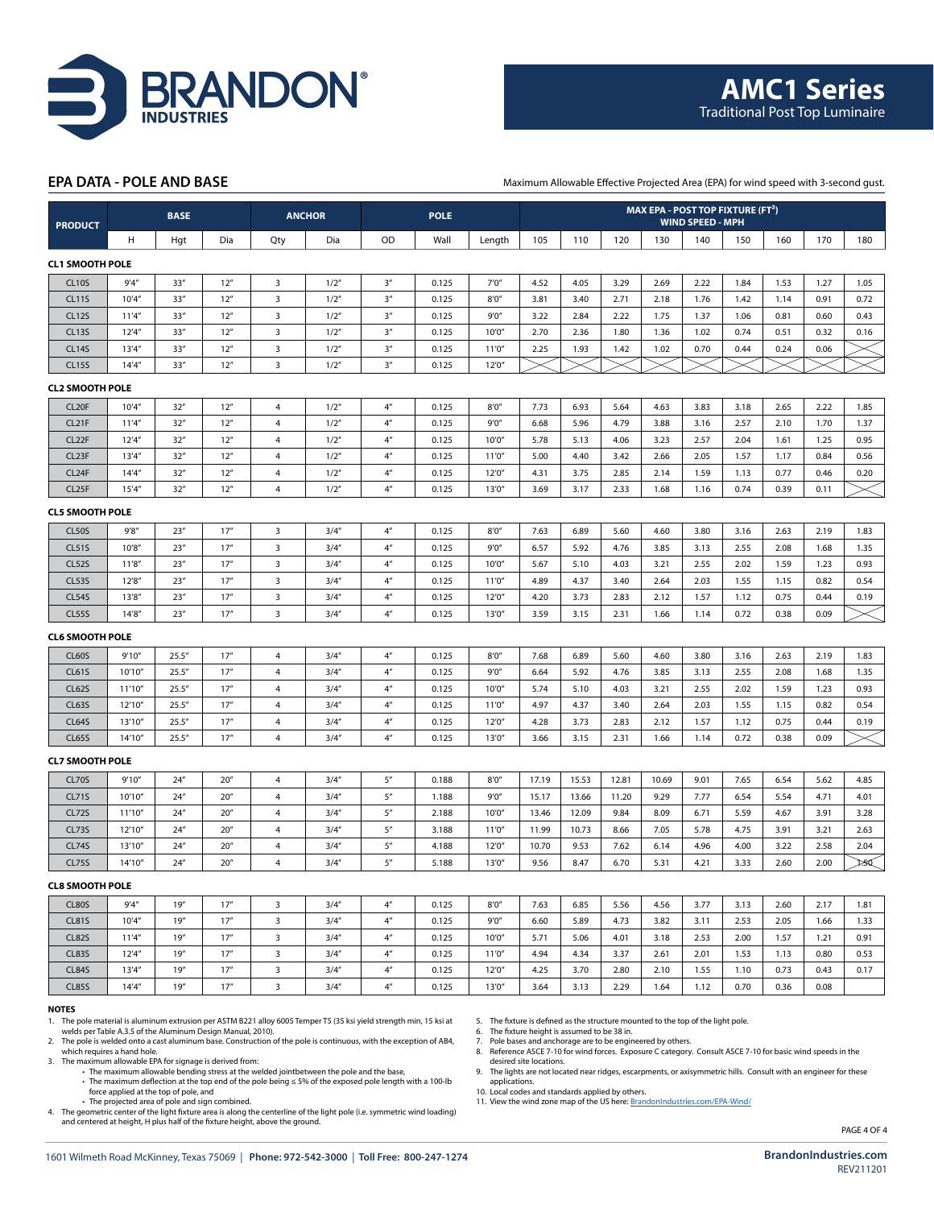# AMC1 Series
Traditional Post Top Luminaire

## EPA DATA - POLE AND BASE

Maximum Allowable Effective Projected Area (EPA) for wind speed with 3-second gust.

| PRODUCT | BASE | | | ANCHOR | | POLE | | | MAX EPA - POST TOP FIXTURE (FT²) WIND SPEED - MPH | | | | | | | | |
|---|---|---|---|---|---|---|---|---|---|---|---|---|---|---|---|---|---|
| | H | Hgt | Dia | Qty | Dia | OD | Wall | Length | 105 | 110 | 120 | 130 | 140 | 150 | 160 | 170 | 180 |
| **CL1 SMOOTH POLE** | | | | | | | | | | | | | | | | | |
| CL10S | 9'4" | 33" | 12" | 3 | 1/2" | 3" | 0.125 | 7'0" | 4.52 | 4.05 | 3.29 | 2.69 | 2.22 | 1.84 | 1.53 | 1.27 | 1.05 |
| CL11S | 10'4" | 33" | 12" | 3 | 1/2" | 3" | 0.125 | 8'0" | 3.81 | 3.40 | 2.71 | 2.18 | 1.76 | 1.42 | 1.14 | 0.91 | 0.72 |
| CL12S | 11'4" | 33" | 12" | 3 | 1/2" | 3" | 0.125 | 9'0" | 3.22 | 2.84 | 2.22 | 1.75 | 1.37 | 1.06 | 0.81 | 0.60 | 0.43 |
| CL13S | 12'4" | 33" | 12" | 3 | 1/2" | 3" | 0.125 | 10'0" | 2.70 | 2.36 | 1.80 | 1.36 | 1.02 | 0.74 | 0.51 | 0.32 | 0.16 |
| CL14S | 13'4" | 33" | 12" | 3 | 1/2" | 3" | 0.125 | 11'0" | 2.25 | 1.93 | 1.42 | 1.02 | 0.70 | 0.44 | 0.24 | 0.06 | |
| CL15S | 14'4" | 33" | 12" | 3 | 1/2" | 3" | 0.125 | 12'0" | | | | | | | | | |
| **CL2 SMOOTH POLE** | | | | | | | | | | | | | | | | | |
| CL20F | 10'4" | 32" | 12" | 4 | 1/2" | 4" | 0.125 | 8'0" | 7.73 | 6.93 | 5.64 | 4.63 | 3.83 | 3.18 | 2.65 | 2.22 | 1.85 |
| CL21F | 11'4" | 32" | 12" | 4 | 1/2" | 4" | 0.125 | 9'0" | 6.68 | 5.96 | 4.79 | 3.88 | 3.16 | 2.57 | 2.10 | 1.70 | 1.37 |
| CL22F | 12'4" | 32" | 12" | 4 | 1/2" | 4" | 0.125 | 10'0" | 5.78 | 5.13 | 4.06 | 3.23 | 2.57 | 2.04 | 1.61 | 1.25 | 0.95 |
| CL23F | 13'4" | 32" | 12" | 4 | 1/2" | 4" | 0.125 | 11'0" | 5.00 | 4.40 | 3.42 | 2.66 | 2.05 | 1.57 | 1.17 | 0.84 | 0.56 |
| CL24F | 14'4" | 32" | 12" | 4 | 1/2" | 4" | 0.125 | 12'0" | 4.31 | 3.75 | 2.85 | 2.14 | 1.59 | 1.13 | 0.77 | 0.46 | 0.20 |
| CL25F | 15'4" | 32" | 12" | 4 | 1/2" | 4" | 0.125 | 13'0" | 3.69 | 3.17 | 2.33 | 1.68 | 1.16 | 0.74 | 0.39 | 0.11 | |
| **CL5 SMOOTH POLE** | | | | | | | | | | | | | | | | | |
| CL50S | 9'8" | 23" | 17" | 3 | 3/4" | 4" | 0.125 | 8'0" | 7.63 | 6.89 | 5.60 | 4.60 | 3.80 | 3.16 | 2.63 | 2.19 | 1.83 |
| CL51S | 10'8" | 23" | 17" | 3 | 3/4" | 4" | 0.125 | 9'0" | 6.57 | 5.92 | 4.76 | 3.85 | 3.13 | 2.55 | 2.08 | 1.68 | 1.35 |
| CL52S | 11'8" | 23" | 17" | 3 | 3/4" | 4" | 0.125 | 10'0" | 5.67 | 5.10 | 4.03 | 3.21 | 2.55 | 2.02 | 1.59 | 1.23 | 0.93 |
| CL53S | 12'8" | 23" | 17" | 3 | 3/4" | 4" | 0.125 | 11'0" | 4.89 | 4.37 | 3.40 | 2.64 | 2.03 | 1.55 | 1.15 | 0.82 | 0.54 |
| CL54S | 13'8" | 23" | 17" | 3 | 3/4" | 4" | 0.125 | 12'0" | 4.20 | 3.73 | 2.83 | 2.12 | 1.57 | 1.12 | 0.75 | 0.44 | 0.19 |
| CL55S | 14'8" | 23" | 17" | 3 | 3/4" | 4" | 0.125 | 13'0" | 3.59 | 3.15 | 2.31 | 1.66 | 1.14 | 0.72 | 0.38 | 0.09 | |
| **CL6 SMOOTH POLE** | | | | | | | | | | | | | | | | | |
| CL60S | 9'10" | 25.5" | 17" | 4 | 3/4" | 4" | 0.125 | 8'0" | 7.68 | 6.89 | 5.60 | 4.60 | 3.80 | 3.16 | 2.63 | 2.19 | 1.83 |
| CL61S | 10'10" | 25.5" | 17" | 4 | 3/4" | 4" | 0.125 | 9'0" | 6.64 | 5.92 | 4.76 | 3.85 | 3.13 | 2.55 | 2.08 | 1.68 | 1.35 |
| CL62S | 11'10" | 25.5" | 17" | 4 | 3/4" | 4" | 0.125 | 10'0" | 5.74 | 5.10 | 4.03 | 3.21 | 2.55 | 2.02 | 1.59 | 1.23 | 0.93 |
| CL63S | 12'10" | 25.5" | 17" | 4 | 3/4" | 4" | 0.125 | 11'0" | 4.97 | 4.37 | 3.40 | 2.64 | 2.03 | 1.55 | 1.15 | 0.82 | 0.54 |
| CL64S | 13'10" | 25.5" | 17" | 4 | 3/4" | 4" | 0.125 | 12'0" | 4.28 | 3.73 | 2.83 | 2.12 | 1.57 | 1.12 | 0.75 | 0.44 | 0.19 |
| CL65S | 14'10" | 25.5" | 17" | 4 | 3/4" | 4" | 0.125 | 13'0" | 3.66 | 3.15 | 2.31 | 1.66 | 1.14 | 0.72 | 0.38 | 0.09 | |
| **CL7 SMOOTH POLE** | | | | | | | | | | | | | | | | | |
| CL70S | 9'10" | 24" | 20" | 4 | 3/4" | 5" | 0.188 | 8'0" | 17.19 | 15.53 | 12.81 | 10.69 | 9.01 | 7.65 | 6.54 | 5.62 | 4.85 |
| CL71S | 10'10" | 24" | 20" | 4 | 3/4" | 5" | 1.188 | 9'0" | 15.17 | 13.66 | 11.20 | 9.29 | 7.77 | 6.54 | 5.54 | 4.71 | 4.01 |
| CL72S | 11'10" | 24" | 20" | 4 | 3/4" | 5" | 2.188 | 10'0" | 13.46 | 12.09 | 9.84 | 8.09 | 6.71 | 5.59 | 4.67 | 3.91 | 3.28 |
| CL73S | 12'10" | 24" | 20" | 4 | 3/4" | 5" | 3.188 | 11'0" | 11.99 | 10.73 | 8.66 | 7.05 | 5.78 | 4.75 | 3.91 | 3.21 | 2.63 |
| CL74S | 13'10" | 24" | 20" | 4 | 3/4" | 5" | 4.188 | 12'0" | 10.70 | 9.53 | 7.62 | 6.14 | 4.96 | 4.00 | 3.22 | 2.58 | 2.04 |
| CL75S | 14'10" | 24" | 20" | 4 | 3/4" | 5" | 5.188 | 13'0" | 9.56 | 8.47 | 6.70 | 5.31 | 4.21 | 3.33 | 2.60 | 2.00 | 1.50 |
| **CL8 SMOOTH POLE** | | | | | | | | | | | | | | | | | |
| CL80S | 9'4" | 19" | 17" | 3 | 3/4" | 4" | 0.125 | 8'0" | 7.63 | 6.85 | 5.56 | 4.56 | 3.77 | 3.13 | 2.60 | 2.17 | 1.81 |
| CL81S | 10'4" | 19" | 17" | 3 | 3/4" | 4" | 0.125 | 9'0" | 6.60 | 5.89 | 4.73 | 3.82 | 3.11 | 2.53 | 2.05 | 1.66 | 1.33 |
| CL82S | 11'4" | 19" | 17" | 3 | 3/4" | 4" | 0.125 | 10'0" | 5.71 | 5.06 | 4.01 | 3.18 | 2.53 | 2.00 | 1.57 | 1.21 | 0.91 |
| CL83S | 12'4" | 19" | 17" | 3 | 3/4" | 4" | 0.125 | 11'0" | 4.94 | 4.34 | 3.37 | 2.61 | 2.01 | 1.53 | 1.13 | 0.80 | 0.53 |
| CL84S | 13'4" | 19" | 17" | 3 | 3/4" | 4" | 0.125 | 12'0" | 4.25 | 3.70 | 2.80 | 2.10 | 1.55 | 1.10 | 0.73 | 0.43 | 0.17 |
| CL85S | 14'4" | 19" | 17" | 3 | 3/4" | 4" | 0.125 | 13'0" | 3.64 | 3.13 | 2.29 | 1.64 | 1.12 | 0.70 | 0.36 | 0.08 | |

### NOTES

1. The pole material is aluminum extrusion per ASTM B221 alloy 6005 Temper T5 (35 ksi yield strength min, 15 ksi at welds per Table A.3.5 of the Aluminum Design Manual, 2010).
2. The pole is welded onto a cast aluminum base. Construction of the pole is continuous, with the exception of AB4, which requires a hand hole.
3. The maximum allowable EPA for signage is derived from:
   - The maximum allowable bending stress at the welded jointbetween the pole and the base,
   - The maximum deflection at the top end of the pole being ≤ 5% of the exposed pole length with a 100-lb force applied at the top of pole, and
   - The projected area of pole and sign combined.
4. The geometric center of the light fixture area is along the centerline of the light pole (i.e. symmetric wind loading) and centered at height, H plus half of the fixture height, above the ground.
5. The fixture is defined as the structure mounted to the top of the light pole.
6. The fixture height is assumed to be 38 in.
7. Pole bases and anchorage are to be engineered by others.
8. Reference ASCE 7-10 for wind forces. Exposure C category. Consult ASCE 7-10 for basic wind speeds in the desired site locations.
9. The lights are not located near ridges, escarpments, or axisymmetric hills. Consult with an engineer for these applications.
10. Local codes and standards applied by others.
11. View the wind zone map of the US here: BrandonIndustries.com/EPA-Wind/

1601 Wilmeth Road McKinney, Texas 75069 | **Phone: 972-542-3000** | **Toll Free: 800-247-1274**

**BrandonIndustries.com**
REV211201